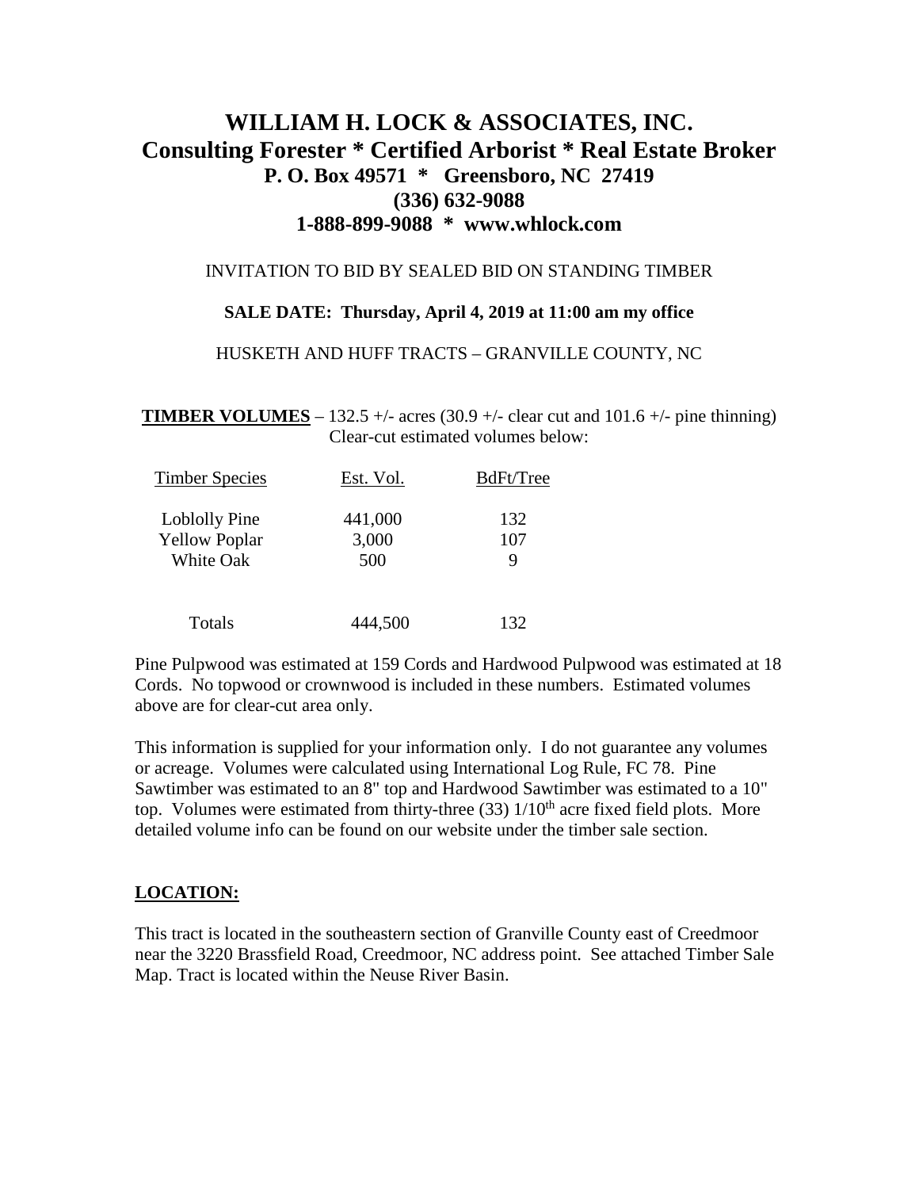# WILLIAM H. LOCK & ASSOCIATES, INC.
## Consulting Forester * Certified Arborist * Real Estate Broker
### P. O. Box 49571 * Greensboro, NC 27419
### (336) 632-9088
### 1-888-899-9088 * www.whlock.com

INVITATION TO BID BY SEALED BID ON STANDING TIMBER

**SALE DATE: Thursday, April 4, 2019 at 11:00 am my office**

HUSKETH AND HUFF TRACTS – GRANVILLE COUNTY, NC

**TIMBER VOLUMES** – 132.5 +/- acres (30.9 +/- clear cut and 101.6 +/- pine thinning)
Clear-cut estimated volumes below:

| Timber Species | Est. Vol. | BdFt/Tree |
|---|---|---|
| Loblolly Pine | 441,000 | 132 |
| Yellow Poplar | 3,000 | 107 |
| White Oak | 500 | 9 |
| Totals | 444,500 | 132 |

Pine Pulpwood was estimated at 159 Cords and Hardwood Pulpwood was estimated at 18 Cords. No topwood or crownwood is included in these numbers. Estimated volumes above are for clear-cut area only.

This information is supplied for your information only. I do not guarantee any volumes or acreage. Volumes were calculated using International Log Rule, FC 78. Pine Sawtimber was estimated to an 8" top and Hardwood Sawtimber was estimated to a 10" top. Volumes were estimated from thirty-three (33) 1/10th acre fixed field plots. More detailed volume info can be found on our website under the timber sale section.

**LOCATION:**

This tract is located in the southeastern section of Granville County east of Creedmoor near the 3220 Brassfield Road, Creedmoor, NC address point. See attached Timber Sale Map. Tract is located within the Neuse River Basin.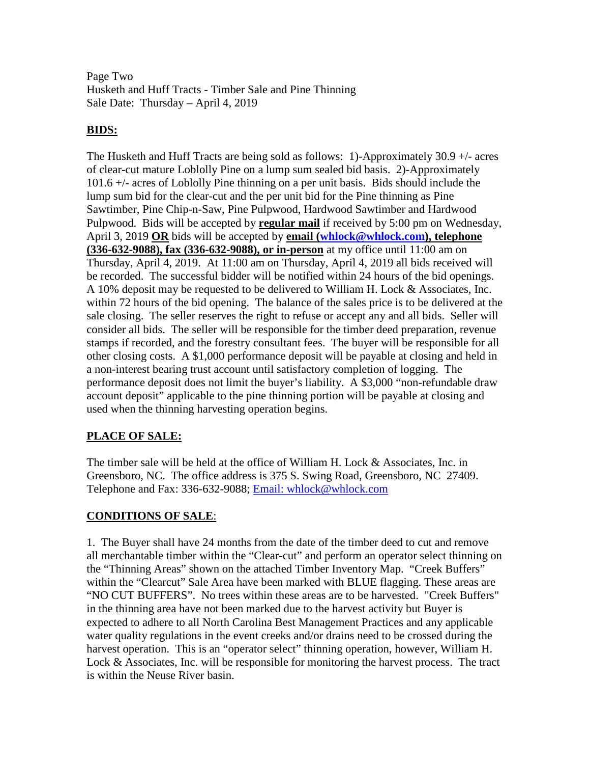Page Two
Husketh and Huff Tracts - Timber Sale and Pine Thinning
Sale Date: Thursday – April 4, 2019

## BIDS:

The Husketh and Huff Tracts are being sold as follows: 1)-Approximately 30.9 +/- acres of clear-cut mature Loblolly Pine on a lump sum sealed bid basis. 2)-Approximately 101.6 +/- acres of Loblolly Pine thinning on a per unit basis. Bids should include the lump sum bid for the clear-cut and the per unit bid for the Pine thinning as Pine Sawtimber, Pine Chip-n-Saw, Pine Pulpwood, Hardwood Sawtimber and Hardwood Pulpwood. Bids will be accepted by **regular mail** if received by 5:00 pm on Wednesday, April 3, 2019 **OR** bids will be accepted by **email (whlock@whlock.com), telephone (336-632-9088), fax (336-632-9088), or in-person** at my office until 11:00 am on Thursday, April 4, 2019. At 11:00 am on Thursday, April 4, 2019 all bids received will be recorded. The successful bidder will be notified within 24 hours of the bid openings. A 10% deposit may be requested to be delivered to William H. Lock & Associates, Inc. within 72 hours of the bid opening. The balance of the sales price is to be delivered at the sale closing. The seller reserves the right to refuse or accept any and all bids. Seller will consider all bids. The seller will be responsible for the timber deed preparation, revenue stamps if recorded, and the forestry consultant fees. The buyer will be responsible for all other closing costs. A $1,000 performance deposit will be payable at closing and held in a non-interest bearing trust account until satisfactory completion of logging. The performance deposit does not limit the buyer's liability. A $3,000 "non-refundable draw account deposit" applicable to the pine thinning portion will be payable at closing and used when the thinning harvesting operation begins.

## PLACE OF SALE:

The timber sale will be held at the office of William H. Lock & Associates, Inc. in Greensboro, NC. The office address is 375 S. Swing Road, Greensboro, NC 27409. Telephone and Fax: 336-632-9088; Email: whlock@whlock.com

## CONDITIONS OF SALE:

1. The Buyer shall have 24 months from the date of the timber deed to cut and remove all merchantable timber within the "Clear-cut" and perform an operator select thinning on the "Thinning Areas" shown on the attached Timber Inventory Map. "Creek Buffers" within the "Clearcut" Sale Area have been marked with BLUE flagging. These areas are "NO CUT BUFFERS". No trees within these areas are to be harvested. "Creek Buffers" in the thinning area have not been marked due to the harvest activity but Buyer is expected to adhere to all North Carolina Best Management Practices and any applicable water quality regulations in the event creeks and/or drains need to be crossed during the harvest operation. This is an "operator select" thinning operation, however, William H. Lock & Associates, Inc. will be responsible for monitoring the harvest process. The tract is within the Neuse River basin.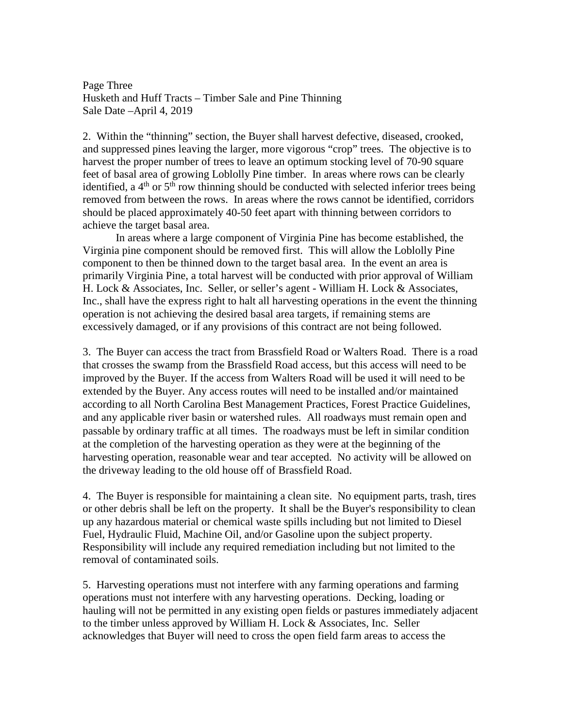2. Within the "thinning" section, the Buyer shall harvest defective, diseased, crooked, and suppressed pines leaving the larger, more vigorous "crop" trees. The objective is to harvest the proper number of trees to leave an optimum stocking level of 70-90 square feet of basal area of growing Loblolly Pine timber. In areas where rows can be clearly identified, a 4th or 5th row thinning should be conducted with selected inferior trees being removed from between the rows. In areas where the rows cannot be identified, corridors should be placed approximately 40-50 feet apart with thinning between corridors to achieve the target basal area.

In areas where a large component of Virginia Pine has become established, the Virginia pine component should be removed first. This will allow the Loblolly Pine component to then be thinned down to the target basal area. In the event an area is primarily Virginia Pine, a total harvest will be conducted with prior approval of William H. Lock & Associates, Inc. Seller, or seller's agent - William H. Lock & Associates, Inc., shall have the express right to halt all harvesting operations in the event the thinning operation is not achieving the desired basal area targets, if remaining stems are excessively damaged, or if any provisions of this contract are not being followed.

3. The Buyer can access the tract from Brassfield Road or Walters Road. There is a road that crosses the swamp from the Brassfield Road access, but this access will need to be improved by the Buyer. If the access from Walters Road will be used it will need to be extended by the Buyer. Any access routes will need to be installed and/or maintained according to all North Carolina Best Management Practices, Forest Practice Guidelines, and any applicable river basin or watershed rules. All roadways must remain open and passable by ordinary traffic at all times. The roadways must be left in similar condition at the completion of the harvesting operation as they were at the beginning of the harvesting operation, reasonable wear and tear accepted. No activity will be allowed on the driveway leading to the old house off of Brassfield Road.

4. The Buyer is responsible for maintaining a clean site. No equipment parts, trash, tires or other debris shall be left on the property. It shall be the Buyer's responsibility to clean up any hazardous material or chemical waste spills including but not limited to Diesel Fuel, Hydraulic Fluid, Machine Oil, and/or Gasoline upon the subject property. Responsibility will include any required remediation including but not limited to the removal of contaminated soils.

5. Harvesting operations must not interfere with any farming operations and farming operations must not interfere with any harvesting operations. Decking, loading or hauling will not be permitted in any existing open fields or pastures immediately adjacent to the timber unless approved by William H. Lock & Associates, Inc. Seller acknowledges that Buyer will need to cross the open field farm areas to access the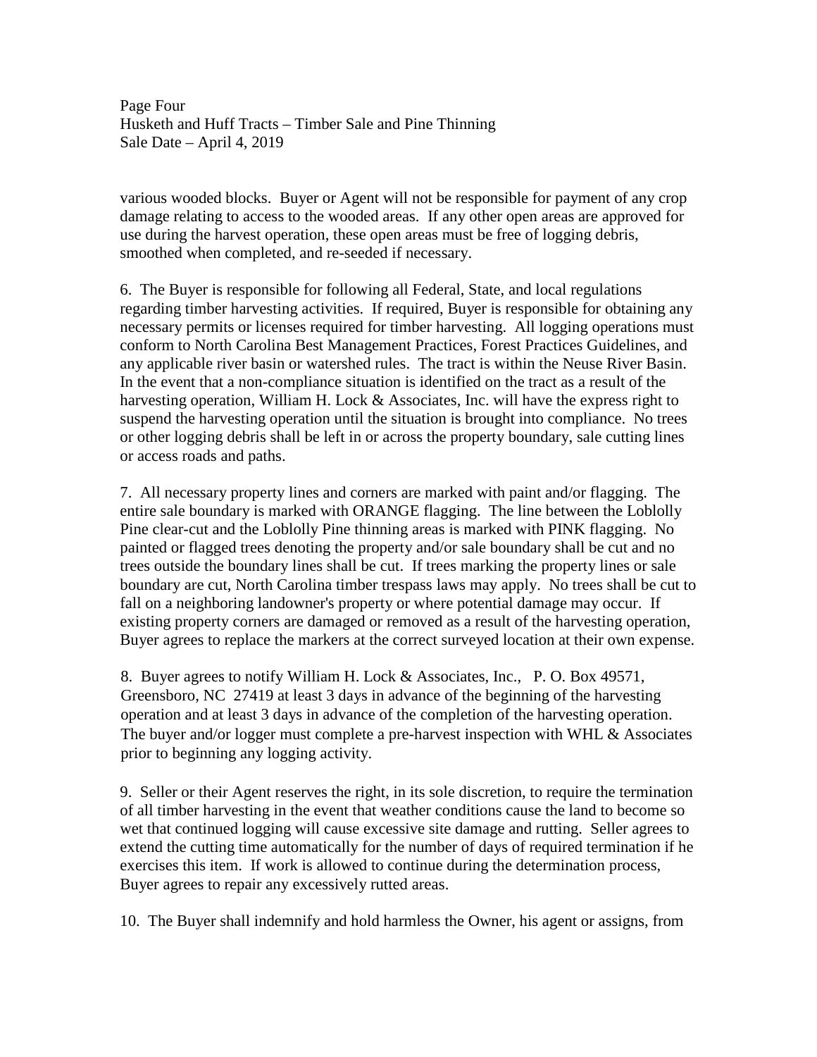various wooded blocks. Buyer or Agent will not be responsible for payment of any crop damage relating to access to the wooded areas. If any other open areas are approved for use during the harvest operation, these open areas must be free of logging debris, smoothed when completed, and re-seeded if necessary.

6. The Buyer is responsible for following all Federal, State, and local regulations regarding timber harvesting activities. If required, Buyer is responsible for obtaining any necessary permits or licenses required for timber harvesting. All logging operations must conform to North Carolina Best Management Practices, Forest Practices Guidelines, and any applicable river basin or watershed rules. The tract is within the Neuse River Basin. In the event that a non-compliance situation is identified on the tract as a result of the harvesting operation, William H. Lock & Associates, Inc. will have the express right to suspend the harvesting operation until the situation is brought into compliance. No trees or other logging debris shall be left in or across the property boundary, sale cutting lines or access roads and paths.

7. All necessary property lines and corners are marked with paint and/or flagging. The entire sale boundary is marked with ORANGE flagging. The line between the Loblolly Pine clear-cut and the Loblolly Pine thinning areas is marked with PINK flagging. No painted or flagged trees denoting the property and/or sale boundary shall be cut and no trees outside the boundary lines shall be cut. If trees marking the property lines or sale boundary are cut, North Carolina timber trespass laws may apply. No trees shall be cut to fall on a neighboring landowner's property or where potential damage may occur. If existing property corners are damaged or removed as a result of the harvesting operation, Buyer agrees to replace the markers at the correct surveyed location at their own expense.

8. Buyer agrees to notify William H. Lock & Associates, Inc., P. O. Box 49571, Greensboro, NC 27419 at least 3 days in advance of the beginning of the harvesting operation and at least 3 days in advance of the completion of the harvesting operation. The buyer and/or logger must complete a pre-harvest inspection with WHL & Associates prior to beginning any logging activity.

9. Seller or their Agent reserves the right, in its sole discretion, to require the termination of all timber harvesting in the event that weather conditions cause the land to become so wet that continued logging will cause excessive site damage and rutting. Seller agrees to extend the cutting time automatically for the number of days of required termination if he exercises this item. If work is allowed to continue during the determination process, Buyer agrees to repair any excessively rutted areas.

10. The Buyer shall indemnify and hold harmless the Owner, his agent or assigns, from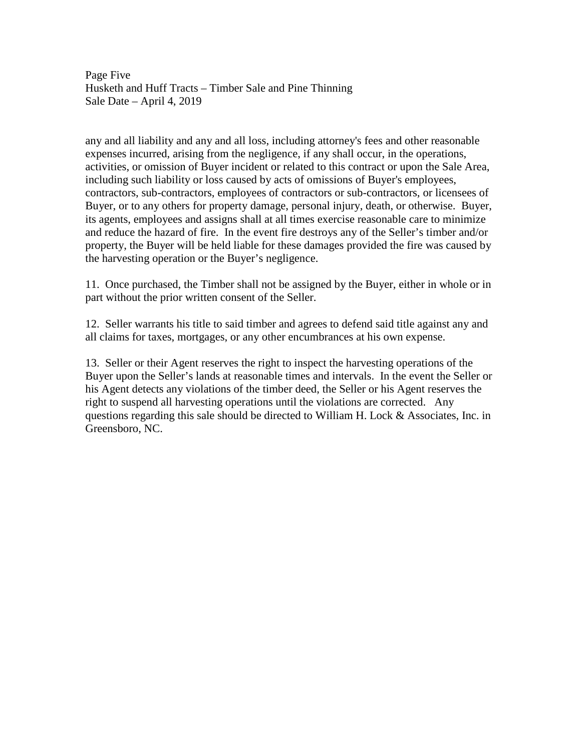any and all liability and any and all loss, including attorney's fees and other reasonable expenses incurred, arising from the negligence, if any shall occur, in the operations, activities, or omission of Buyer incident or related to this contract or upon the Sale Area, including such liability or loss caused by acts of omissions of Buyer's employees, contractors, sub-contractors, employees of contractors or sub-contractors, or licensees of Buyer, or to any others for property damage, personal injury, death, or otherwise. Buyer, its agents, employees and assigns shall at all times exercise reasonable care to minimize and reduce the hazard of fire. In the event fire destroys any of the Seller's timber and/or property, the Buyer will be held liable for these damages provided the fire was caused by the harvesting operation or the Buyer's negligence.

11. Once purchased, the Timber shall not be assigned by the Buyer, either in whole or in part without the prior written consent of the Seller.

12. Seller warrants his title to said timber and agrees to defend said title against any and all claims for taxes, mortgages, or any other encumbrances at his own expense.

13. Seller or their Agent reserves the right to inspect the harvesting operations of the Buyer upon the Seller's lands at reasonable times and intervals. In the event the Seller or his Agent detects any violations of the timber deed, the Seller or his Agent reserves the right to suspend all harvesting operations until the violations are corrected. Any questions regarding this sale should be directed to William H. Lock & Associates, Inc. in Greensboro, NC.